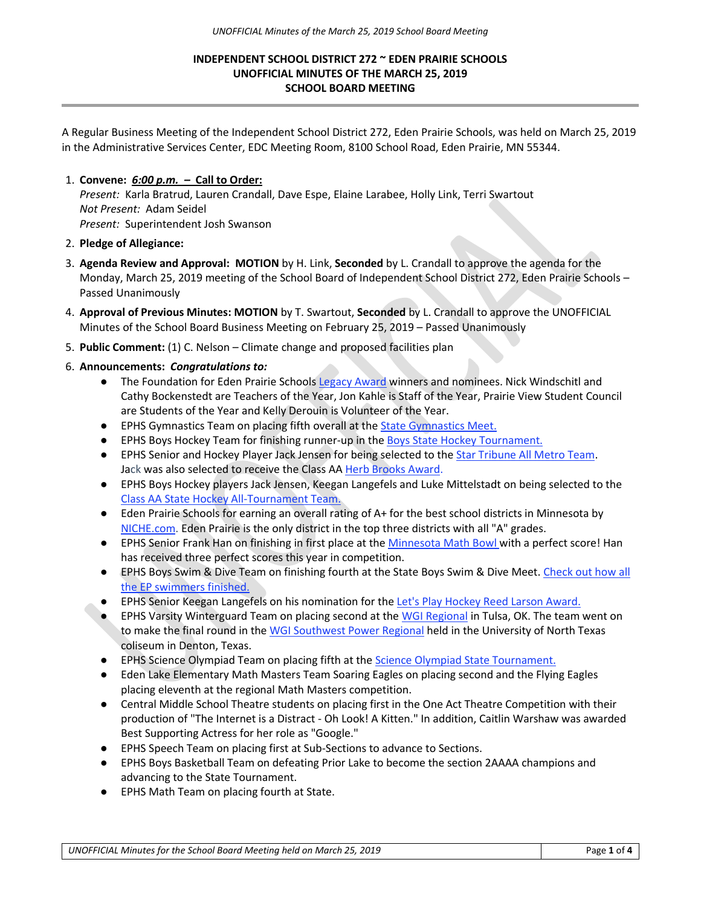# INDEPENDENT SCHOOL DISTRICT 272 ~ EDEN PRAIRIE SCHOOLS
# UNOFFICIAL MINUTES OF THE MARCH 25, 2019
# SCHOOL BOARD MEETING

A Regular Business Meeting of the Independent School District 272, Eden Prairie Schools, was held on March 25, 2019 in the Administrative Services Center, EDC Meeting Room, 8100 School Road, Eden Prairie, MN 55344.

1. **Convene:** ***6:00 p.m.*** **– Call to Order:**
   *Present:* Karla Bratrud, Lauren Crandall, Dave Espe, Elaine Larabee, Holly Link, Terri Swartout
   *Not Present:* Adam Seidel
   *Present:* Superintendent Josh Swanson
2. **Pledge of Allegiance:**
3. **Agenda Review and Approval: MOTION** by H. Link, **Seconded** by L. Crandall to approve the agenda for the Monday, March 25, 2019 meeting of the School Board of Independent School District 272, Eden Prairie Schools – Passed Unanimously
4. **Approval of Previous Minutes: MOTION** by T. Swartout, **Seconded** by L. Crandall to approve the UNOFFICIAL Minutes of the School Board Business Meeting on February 25, 2019 – Passed Unanimously
5. **Public Comment:** (1) C. Nelson – Climate change and proposed facilities plan
6. **Announcements:** ***Congratulations to:***
   - The Foundation for Eden Prairie Schools Legacy Award winners and nominees. Nick Windschitl and Cathy Bockenstedt are Teachers of the Year, Jon Kahle is Staff of the Year, Prairie View Student Council are Students of the Year and Kelly Derouin is Volunteer of the Year.
   - EPHS Gymnastics Team on placing fifth overall at the State Gymnastics Meet.
   - EPHS Boys Hockey Team for finishing runner-up in the Boys State Hockey Tournament.
   - EPHS Senior and Hockey Player Jack Jensen for being selected to the Star Tribune All Metro Team. Jack was also selected to receive the Class AA Herb Brooks Award.
   - EPHS Boys Hockey players Jack Jensen, Keegan Langefels and Luke Mittelstadt on being selected to the Class AA State Hockey All-Tournament Team.
   - Eden Prairie Schools for earning an overall rating of A+ for the best school districts in Minnesota by NICHE.com. Eden Prairie is the only district in the top three districts with all "A" grades.
   - EPHS Senior Frank Han on finishing in first place at the Minnesota Math Bowl with a perfect score! Han has received three perfect scores this year in competition.
   - EPHS Boys Swim & Dive Team on finishing fourth at the State Boys Swim & Dive Meet. Check out how all the EP swimmers finished.
   - EPHS Senior Keegan Langefels on his nomination for the Let's Play Hockey Reed Larson Award.
   - EPHS Varsity Winterguard Team on placing second at the WGI Regional in Tulsa, OK. The team went on to make the final round in the WGI Southwest Power Regional held in the University of North Texas coliseum in Denton, Texas.
   - EPHS Science Olympiad Team on placing fifth at the Science Olympiad State Tournament.
   - Eden Lake Elementary Math Masters Team Soaring Eagles on placing second and the Flying Eagles placing eleventh at the regional Math Masters competition.
   - Central Middle School Theatre students on placing first in the One Act Theatre Competition with their production of "The Internet is a Distract - Oh Look! A Kitten." In addition, Caitlin Warshaw was awarded Best Supporting Actress for her role as "Google."
   - EPHS Speech Team on placing first at Sub-Sections to advance to Sections.
   - EPHS Boys Basketball Team on defeating Prior Lake to become the section 2AAAA champions and advancing to the State Tournament.
   - EPHS Math Team on placing fourth at State.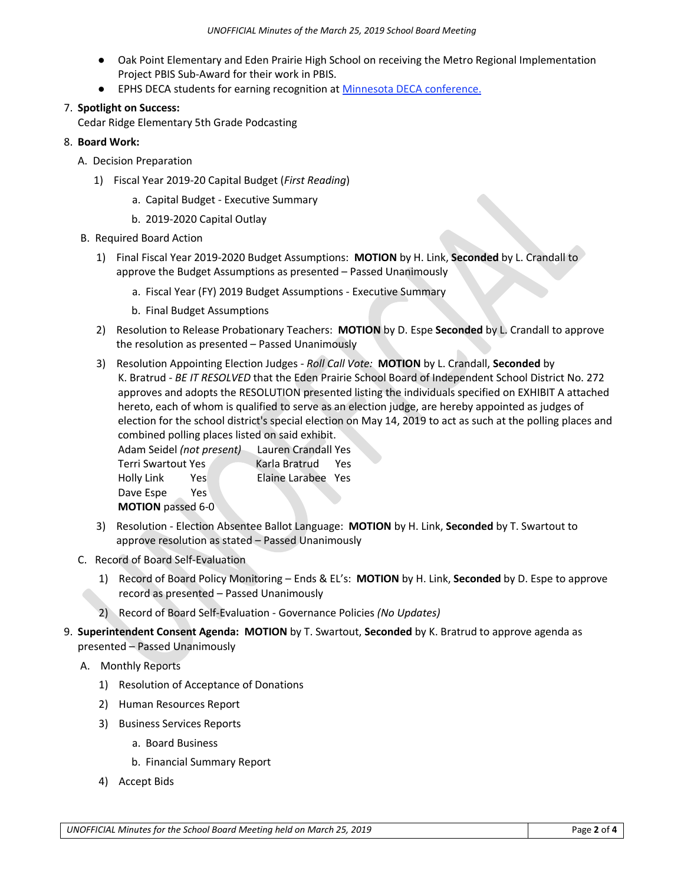- Oak Point Elementary and Eden Prairie High School on receiving the Metro Regional Implementation Project PBIS Sub-Award for their work in PBIS.
- EPHS DECA students for earning recognition at Minnesota DECA conference.

7. **Spotlight on Success:**
   Cedar Ridge Elementary 5th Grade Podcasting

8. **Board Work:**

   A. Decision Preparation

   1) Fiscal Year 2019-20 Capital Budget (*First Reading*)
      - a. Capital Budget - Executive Summary
      - b. 2019-2020 Capital Outlay

   B. Required Board Action

   1) Final Fiscal Year 2019-2020 Budget Assumptions: **MOTION** by H. Link, **Seconded** by L. Crandall to approve the Budget Assumptions as presented – Passed Unanimously
      - a. Fiscal Year (FY) 2019 Budget Assumptions - Executive Summary
      - b. Final Budget Assumptions

   2) Resolution to Release Probationary Teachers: **MOTION** by D. Espe **Seconded** by L. Crandall to approve the resolution as presented – Passed Unanimously

   3) Resolution Appointing Election Judges - *Roll Call Vote:* **MOTION** by L. Crandall, **Seconded** by K. Bratrud - *BE IT RESOLVED* that the Eden Prairie School Board of Independent School District No. 272 approves and adopts the RESOLUTION presented listing the individuals specified on EXHIBIT A attached hereto, each of whom is qualified to serve as an election judge, are hereby appointed as judges of election for the school district's special election on May 14, 2019 to act as such at the polling places and combined polling places listed on said exhibit.

      | | | | |
      |---|---|---|---|
      | Adam Seidel | *(not present)* | Lauren Crandall | Yes |
      | Terri Swartout | Yes | Karla Bratrud | Yes |
      | Holly Link | Yes | Elaine Larabee | Yes |
      | Dave Espe | Yes | | |

      **MOTION** passed 6-0

   3) Resolution - Election Absentee Ballot Language: **MOTION** by H. Link, **Seconded** by T. Swartout to approve resolution as stated – Passed Unanimously

   C. Record of Board Self-Evaluation

   1) Record of Board Policy Monitoring – Ends & EL's: **MOTION** by H. Link, **Seconded** by D. Espe to approve record as presented – Passed Unanimously
   2) Record of Board Self-Evaluation - Governance Policies *(No Updates)*

9. **Superintendent Consent Agenda: MOTION** by T. Swartout, **Seconded** by K. Bratrud to approve agenda as presented – Passed Unanimously

   A. Monthly Reports

   1) Resolution of Acceptance of Donations
   2) Human Resources Report
   3) Business Services Reports
      - a. Board Business
      - b. Financial Summary Report
   4) Accept Bids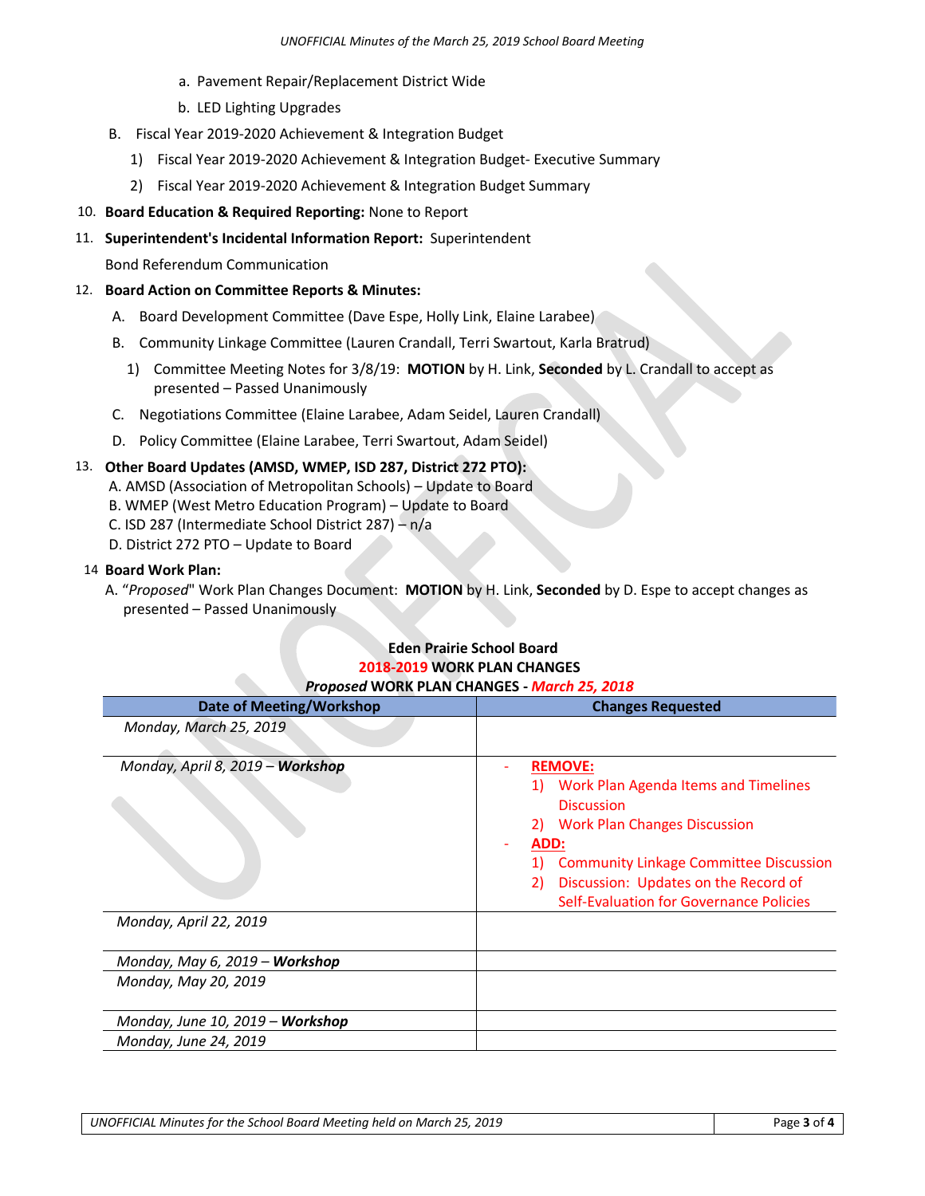a. Pavement Repair/Replacement District Wide

b. LED Lighting Upgrades

B. Fiscal Year 2019-2020 Achievement & Integration Budget

1) Fiscal Year 2019-2020 Achievement & Integration Budget- Executive Summary

2) Fiscal Year 2019-2020 Achievement & Integration Budget Summary

10. **Board Education & Required Reporting:** None to Report

11. **Superintendent's Incidental Information Report:** Superintendent

Bond Referendum Communication

12. **Board Action on Committee Reports & Minutes:**

A. Board Development Committee (Dave Espe, Holly Link, Elaine Larabee)

B. Community Linkage Committee (Lauren Crandall, Terri Swartout, Karla Bratrud)

1) Committee Meeting Notes for 3/8/19: **MOTION** by H. Link, **Seconded** by L. Crandall to accept as presented – Passed Unanimously

C. Negotiations Committee (Elaine Larabee, Adam Seidel, Lauren Crandall)

D. Policy Committee (Elaine Larabee, Terri Swartout, Adam Seidel)

13. **Other Board Updates (AMSD, WMEP, ISD 287, District 272 PTO):**

A. AMSD (Association of Metropolitan Schools) – Update to Board

B. WMEP (West Metro Education Program) – Update to Board

C. ISD 287 (Intermediate School District 287) – n/a

D. District 272 PTO – Update to Board

14 **Board Work Plan:**

A. "*Proposed*" Work Plan Changes Document: **MOTION** by H. Link, **Seconded** by D. Espe to accept changes as presented – Passed Unanimously

**Eden Prairie School Board**

**2018-2019 WORK PLAN CHANGES**

***Proposed* WORK PLAN CHANGES - *March 25, 2018***

| Date of Meeting/Workshop | Changes Requested |
|---|---|
| *Monday, March 25, 2019* | |
| *Monday, April 8, 2019 – **Workshop*** | - **REMOVE:** 1) Work Plan Agenda Items and Timelines Discussion 2) Work Plan Changes Discussion - **ADD:** 1) Community Linkage Committee Discussion 2) Discussion: Updates on the Record of Self-Evaluation for Governance Policies |
| *Monday, April 22, 2019* | |
| *Monday, May 6, 2019 – **Workshop*** | |
| *Monday, May 20, 2019* | |
| *Monday, June 10, 2019 – **Workshop*** | |
| *Monday, June 24, 2019* | |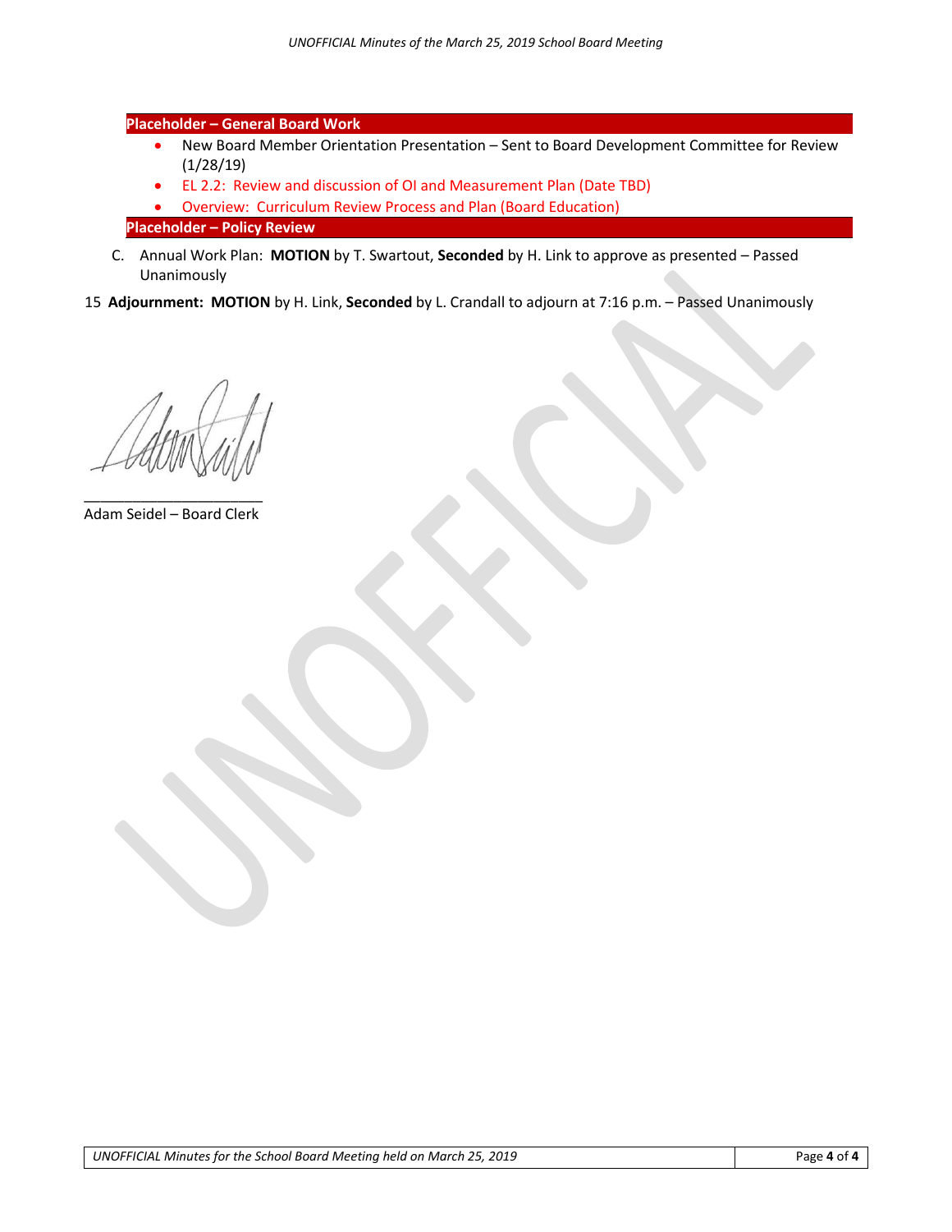**Placeholder – General Board Work**

- New Board Member Orientation Presentation – Sent to Board Development Committee for Review (1/28/19)
- EL 2.2: Review and discussion of OI and Measurement Plan (Date TBD)
- Overview: Curriculum Review Process and Plan (Board Education)

**Placeholder – Policy Review**

C. Annual Work Plan: **MOTION** by T. Swartout, **Seconded** by H. Link to approve as presented – Passed Unanimously

15 **Adjournment: MOTION** by H. Link, **Seconded** by L. Crandall to adjourn at 7:16 p.m. – Passed Unanimously

\_\_\_\_\_\_\_\_\_\_\_\_\_\_\_\_\_\_\_\_\_\_\_\_

Adam Seidel – Board Clerk